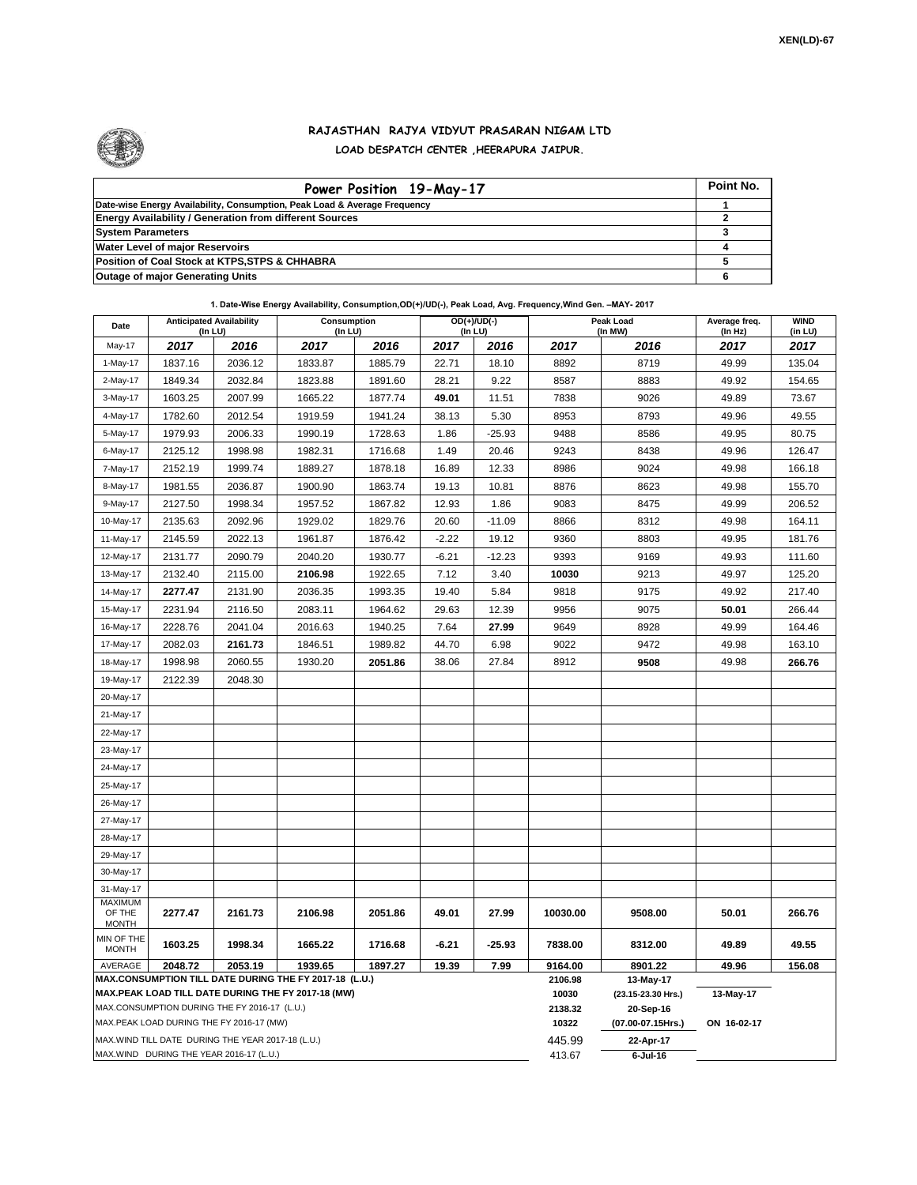XEN(LD)-67

# RAJASTHAN RAJYA VIDYUT PRASARAN NIGAM LTD
## LOAD DESPATCH CENTER ,HEERAPURA JAIPUR.

| Power Position 19-May-17 | Point No. |
|---|---|
| Date-wise Energy Availability, Consumption, Peak Load & Average Frequency | 1 |
| Energy Availability / Generation from different Sources | 2 |
| System Parameters | 3 |
| Water Level of major Reservoirs | 4 |
| Position of Coal Stock at KTPS,STPS & CHHABRA | 5 |
| Outage of major Generating Units | 6 |

**1. Date-Wise Energy Availability, Consumption,OD(+)/UD(-), Peak Load, Avg. Frequency,Wind Gen. –MAY- 2017**

| Date | Anticipated Availability (In LU) | | Consumption (In LU) | | OD(+)/UD(-) (In LU) | | Peak Load (In MW) | | Average freq. (In Hz) | WIND (in LU) |
|---|---|---|---|---|---|---|---|---|---|---|
| May-17 | 2017 | 2016 | 2017 | 2016 | 2017 | 2016 | 2017 | 2016 | 2017 | 2017 |
| 1-May-17 | 1837.16 | 2036.12 | 1833.87 | 1885.79 | 22.71 | 18.10 | 8892 | 8719 | 49.99 | 135.04 |
| 2-May-17 | 1849.34 | 2032.84 | 1823.88 | 1891.60 | 28.21 | 9.22 | 8587 | 8883 | 49.92 | 154.65 |
| 3-May-17 | 1603.25 | 2007.99 | 1665.22 | 1877.74 | **49.01** | 11.51 | 7838 | 9026 | 49.89 | 73.67 |
| 4-May-17 | 1782.60 | 2012.54 | 1919.59 | 1941.24 | 38.13 | 5.30 | 8953 | 8793 | 49.96 | 49.55 |
| 5-May-17 | 1979.93 | 2006.33 | 1990.19 | 1728.63 | 1.86 | -25.93 | 9488 | 8586 | 49.95 | 80.75 |
| 6-May-17 | 2125.12 | 1998.98 | 1982.31 | 1716.68 | 1.49 | 20.46 | 9243 | 8438 | 49.96 | 126.47 |
| 7-May-17 | 2152.19 | 1999.74 | 1889.27 | 1878.18 | 16.89 | 12.33 | 8986 | 9024 | 49.98 | 166.18 |
| 8-May-17 | 1981.55 | 2036.87 | 1900.90 | 1863.74 | 19.13 | 10.81 | 8876 | 8623 | 49.98 | 155.70 |
| 9-May-17 | 2127.50 | 1998.34 | 1957.52 | 1867.82 | 12.93 | 1.86 | 9083 | 8475 | 49.99 | 206.52 |
| 10-May-17 | 2135.63 | 2092.96 | 1929.02 | 1829.76 | 20.60 | -11.09 | 8866 | 8312 | 49.98 | 164.11 |
| 11-May-17 | 2145.59 | 2022.13 | 1961.87 | 1876.42 | -2.22 | 19.12 | 9360 | 8803 | 49.95 | 181.76 |
| 12-May-17 | 2131.77 | 2090.79 | 2040.20 | 1930.77 | -6.21 | -12.23 | 9393 | 9169 | 49.93 | 111.60 |
| 13-May-17 | 2132.40 | 2115.00 | **2106.98** | 1922.65 | 7.12 | 3.40 | **10030** | 9213 | 49.97 | 125.20 |
| 14-May-17 | **2277.47** | 2131.90 | 2036.35 | 1993.35 | 19.40 | 5.84 | 9818 | 9175 | 49.92 | 217.40 |
| 15-May-17 | 2231.94 | 2116.50 | 2083.11 | 1964.62 | 29.63 | 12.39 | 9956 | 9075 | **50.01** | 266.44 |
| 16-May-17 | 2228.76 | 2041.04 | 2016.63 | 1940.25 | 7.64 | **27.99** | 9649 | 8928 | 49.99 | 164.46 |
| 17-May-17 | 2082.03 | **2161.73** | 1846.51 | 1989.82 | 44.70 | 6.98 | 9022 | 9472 | 49.98 | 163.10 |
| 18-May-17 | 1998.98 | 2060.55 | 1930.20 | **2051.86** | 38.06 | 27.84 | 8912 | **9508** | 49.98 | **266.76** |
| 19-May-17 | 2122.39 | 2048.30 | | | | | | | | |
| 20-May-17 | | | | | | | | | | |
| 21-May-17 | | | | | | | | | | |
| 22-May-17 | | | | | | | | | | |
| 23-May-17 | | | | | | | | | | |
| 24-May-17 | | | | | | | | | | |
| 25-May-17 | | | | | | | | | | |
| 26-May-17 | | | | | | | | | | |
| 27-May-17 | | | | | | | | | | |
| 28-May-17 | | | | | | | | | | |
| 29-May-17 | | | | | | | | | | |
| 30-May-17 | | | | | | | | | | |
| 31-May-17 | | | | | | | | | | |
| MAXIMUM OF THE MONTH | 2277.47 | 2161.73 | 2106.98 | 2051.86 | 49.01 | 27.99 | 10030.00 | 9508.00 | 50.01 | 266.76 |
| MIN OF THE MONTH | 1603.25 | 1998.34 | 1665.22 | 1716.68 | -6.21 | -25.93 | 7838.00 | 8312.00 | 49.89 | 49.55 |
| AVERAGE | 2048.72 | 2053.19 | 1939.65 | 1897.27 | 19.39 | 7.99 | 9164.00 | 8901.22 | 49.96 | 156.08 |
| MAX.CONSUMPTION TILL DATE DURING THE FY 2017-18 (L.U.) | | | | | | | 2106.98 | 13-May-17 | | |
| MAX.PEAK LOAD TILL DATE DURING THE FY 2017-18 (MW) | | | | | | | 10030 | (23.15-23.30 Hrs.) | 13-May-17 | |
| MAX.CONSUMPTION DURING THE FY 2016-17 (L.U.) | | | | | | | 2138.32 | 20-Sep-16 | | |
| MAX.PEAK LOAD DURING THE FY 2016-17 (MW) | | | | | | | 10322 | (07.00-07.15Hrs.) | ON 16-02-17 | |
| MAX.WIND TILL DATE DURING THE YEAR 2017-18 (L.U.) | | | | | | | 445.99 | 22-Apr-17 | | |
| MAX.WIND DURING THE YEAR 2016-17 (L.U.) | | | | | | | 413.67 | 6-Jul-16 | | |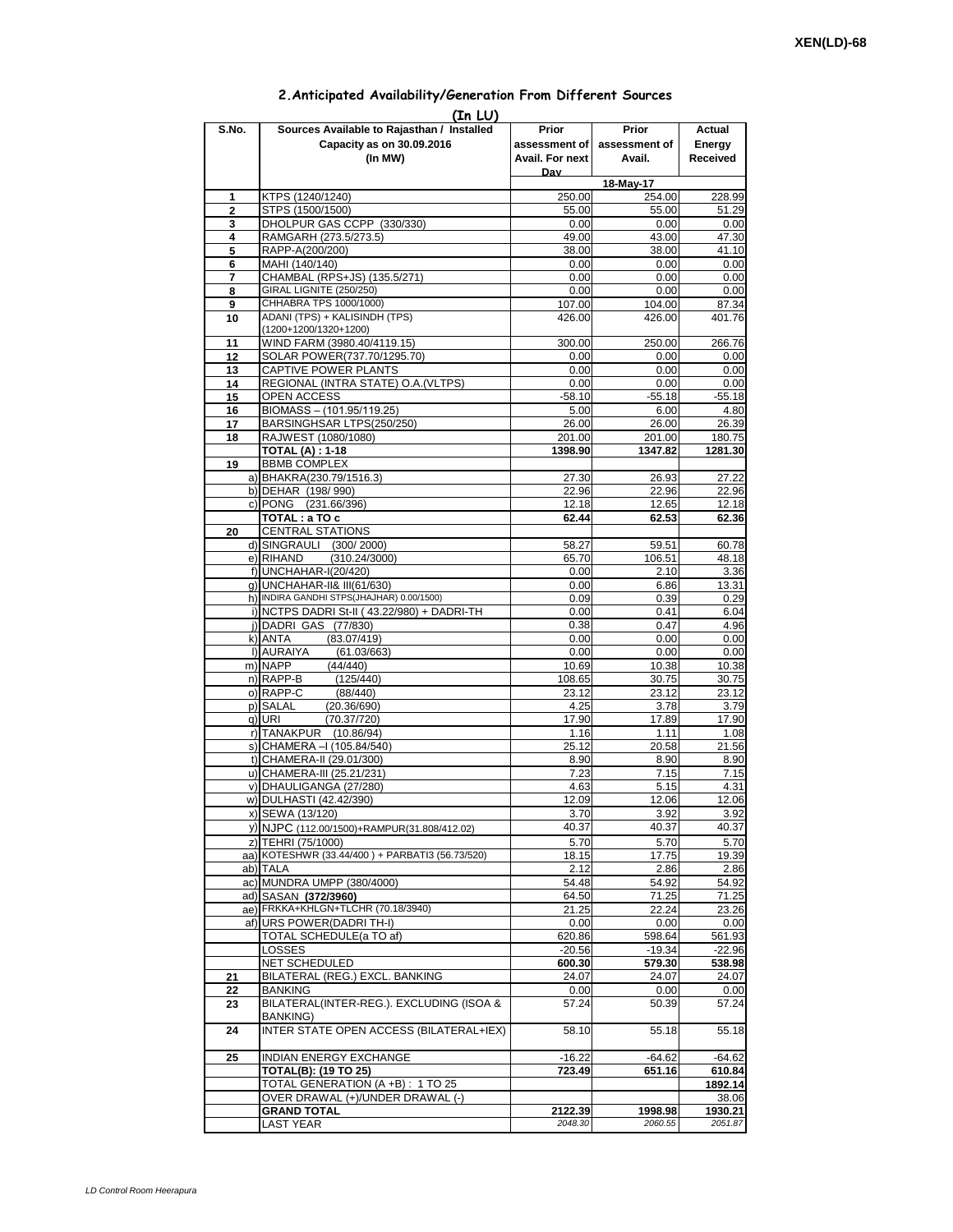XEN(LD)-68

## 2.Anticipated Availability/Generation From Different Sources

(In LU)

| S.No. | Sources Available to Rajasthan / Installed Capacity as on 30.09.2016 (In MW) | Prior assessment of Avail. For next Day | Prior assessment of Avail. | Actual Energy Received |
|---|---|---|---|---|
| | | | 18-May-17 | |
| 1 | KTPS (1240/1240) | 250.00 | 254.00 | 228.99 |
| 2 | STPS (1500/1500) | 55.00 | 55.00 | 51.29 |
| 3 | DHOLPUR GAS CCPP (330/330) | 0.00 | 0.00 | 0.00 |
| 4 | RAMGARH (273.5/273.5) | 49.00 | 43.00 | 47.30 |
| 5 | RAPP-A(200/200) | 38.00 | 38.00 | 41.10 |
| 6 | MAHI (140/140) | 0.00 | 0.00 | 0.00 |
| 7 | CHAMBAL (RPS+JS) (135.5/271) | 0.00 | 0.00 | 0.00 |
| 8 | GIRAL LIGNITE (250/250) | 0.00 | 0.00 | 0.00 |
| 9 | CHHABRA TPS 1000/1000) | 107.00 | 104.00 | 87.34 |
| 10 | ADANI (TPS) + KALISINDH (TPS) (1200+1200/1320+1200) | 426.00 | 426.00 | 401.76 |
| 11 | WIND FARM (3980.40/4119.15) | 300.00 | 250.00 | 266.76 |
| 12 | SOLAR POWER(737.70/1295.70) | 0.00 | 0.00 | 0.00 |
| 13 | CAPTIVE POWER PLANTS | 0.00 | 0.00 | 0.00 |
| 14 | REGIONAL (INTRA STATE) O.A.(VLTPS) | 0.00 | 0.00 | 0.00 |
| 15 | OPEN ACCESS | -58.10 | -55.18 | -55.18 |
| 16 | BIOMASS – (101.95/119.25) | 5.00 | 6.00 | 4.80 |
| 17 | BARSINGHSAR LTPS(250/250) | 26.00 | 26.00 | 26.39 |
| 18 | RAJWEST (1080/1080) | 201.00 | 201.00 | 180.75 |
| | **TOTAL (A) : 1-18** | **1398.90** | **1347.82** | **1281.30** |
| 19 | BBMB COMPLEX | | | |
| | a) BHAKRA(230.79/1516.3) | 27.30 | 26.93 | 27.22 |
| | b) DEHAR (198/ 990) | 22.96 | 22.96 | 22.96 |
| | c) PONG (231.66/396) | 12.18 | 12.65 | 12.18 |
| | **TOTAL : a TO c** | **62.44** | **62.53** | **62.36** |
| 20 | CENTRAL STATIONS | | | |
| | d) SINGRAULI (300/ 2000) | 58.27 | 59.51 | 60.78 |
| | e) RIHAND (310.24/3000) | 65.70 | 106.51 | 48.18 |
| | f) UNCHAHAR-I(20/420) | 0.00 | 2.10 | 3.36 |
| | g) UNCHAHAR-II& III(61/630) | 0.00 | 6.86 | 13.31 |
| | h) INDIRA GANDHI STPS(JHAJHAR) 0.00/1500) | 0.09 | 0.39 | 0.29 |
| | i) NCTPS DADRI St-II ( 43.22/980) + DADRI-TH | 0.00 | 0.41 | 6.04 |
| | j) DADRI GAS (77/830) | 0.38 | 0.47 | 4.96 |
| | k) ANTA (83.07/419) | 0.00 | 0.00 | 0.00 |
| | l) AURAIYA (61.03/663) | 0.00 | 0.00 | 0.00 |
| | m) NAPP (44/440) | 10.69 | 10.38 | 10.38 |
| | n) RAPP-B (125/440) | 108.65 | 30.75 | 30.75 |
| | o) RAPP-C (88/440) | 23.12 | 23.12 | 23.12 |
| | p) SALAL (20.36/690) | 4.25 | 3.78 | 3.79 |
| | q) URI (70.37/720) | 17.90 | 17.89 | 17.90 |
| | r) TANAKPUR (10.86/94) | 1.16 | 1.11 | 1.08 |
| | s) CHAMERA –I (105.84/540) | 25.12 | 20.58 | 21.56 |
| | t) CHAMERA-II (29.01/300) | 8.90 | 8.90 | 8.90 |
| | u) CHAMERA-III (25.21/231) | 7.23 | 7.15 | 7.15 |
| | v) DHAULIGANGA (27/280) | 4.63 | 5.15 | 4.31 |
| | w) DULHASTI (42.42/390) | 12.09 | 12.06 | 12.06 |
| | x) SEWA (13/120) | 3.70 | 3.92 | 3.92 |
| | y) NJPC (112.00/1500)+RAMPUR(31.808/412.02) | 40.37 | 40.37 | 40.37 |
| | z) TEHRI (75/1000) | 5.70 | 5.70 | 5.70 |
| | aa) KOTESHWR (33.44/400 ) + PARBATI3 (56.73/520) | 18.15 | 17.75 | 19.39 |
| | ab) TALA | 2.12 | 2.86 | 2.86 |
| | ac) MUNDRA UMPP (380/4000) | 54.48 | 54.92 | 54.92 |
| | ad) SASAN **(372/3960)** | 64.50 | 71.25 | 71.25 |
| | ae) FRKKA+KHLGN+TLCHR (70.18/3940) | 21.25 | 22.24 | 23.26 |
| | af) URS POWER(DADRI TH-I) | 0.00 | 0.00 | 0.00 |
| | TOTAL SCHEDULE(a TO af) | 620.86 | 598.64 | 561.93 |
| | LOSSES | -20.56 | -19.34 | -22.96 |
| | NET SCHEDULED | **600.30** | **579.30** | **538.98** |
| 21 | BILATERAL (REG.) EXCL. BANKING | 24.07 | 24.07 | 24.07 |
| 22 | BANKING | 0.00 | 0.00 | 0.00 |
| 23 | BILATERAL(INTER-REG.). EXCLUDING (ISOA & BANKING) | 57.24 | 50.39 | 57.24 |
| 24 | INTER STATE OPEN ACCESS (BILATERAL+IEX) | 58.10 | 55.18 | 55.18 |
| 25 | INDIAN ENERGY EXCHANGE | -16.22 | -64.62 | -64.62 |
| | **TOTAL(B): (19 TO 25)** | **723.49** | **651.16** | **610.84** |
| | TOTAL GENERATION (A +B) : 1 TO 25 | | | **1892.14** |
| | OVER DRAWAL (+)/UNDER DRAWAL (-) | | | 38.06 |
| | **GRAND TOTAL** | **2122.39** | **1998.98** | **1930.21** |
| | LAST YEAR | *2048.30* | *2060.55* | *2051.87* |

LD Control Room Heerapura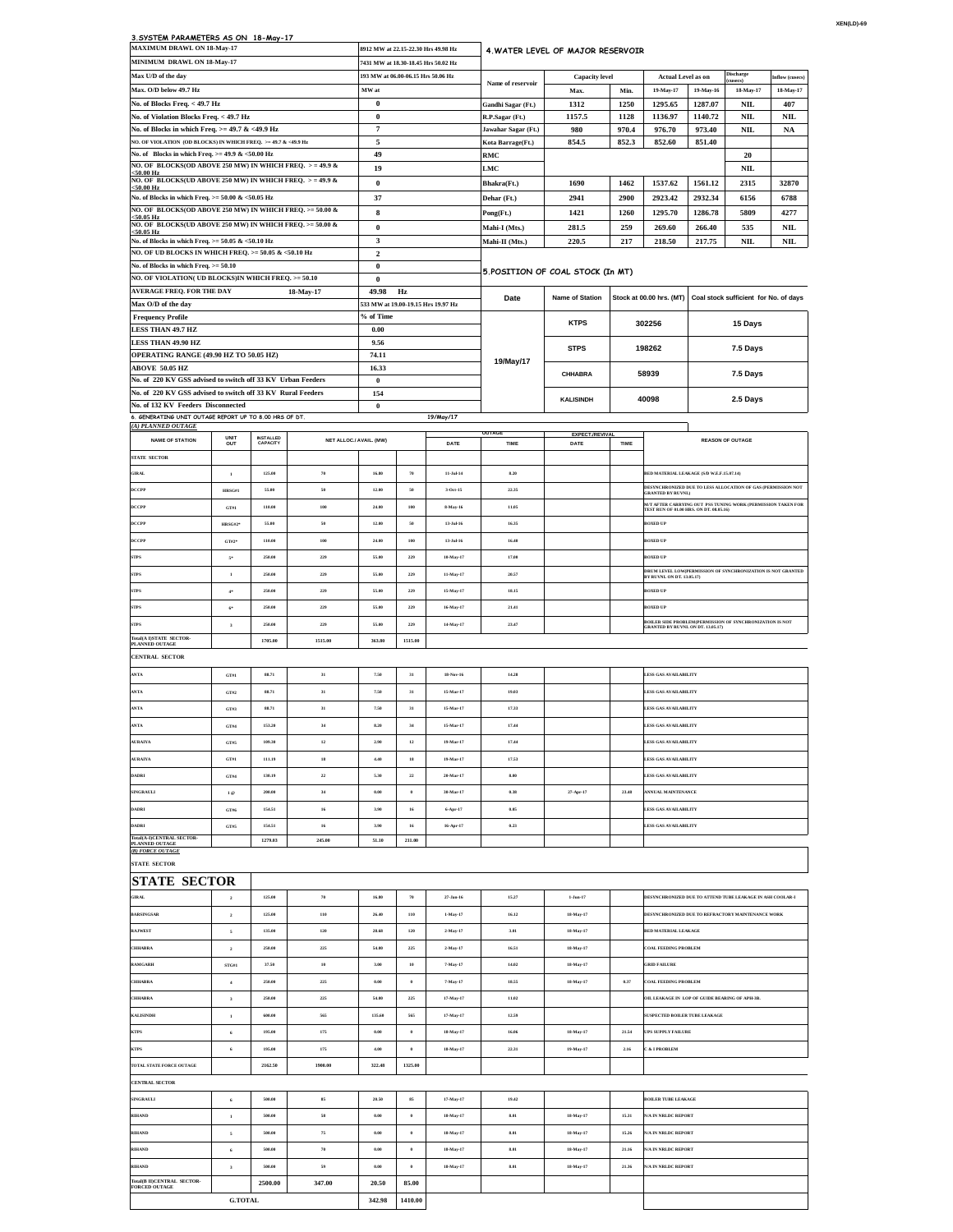XEN(LD)-69

## 3.SYSTEM PARAMETERS AS ON 18-May-17

| | | |
|---|---|---|
| MAXIMUM DRAWL ON 18-May-17 | | 8912 MW at 22.15-22.30 Hrs 49.98 Hz |
| MINIMUM DRAWL ON 18-May-17 | | 7431 MW at 18.30-18.45 Hrs 50.02 Hz |
| Max U/D of the day | | 193 MW at 06.00-06.15 Hrs 50.06 Hz |
| Max. O/D below 49.7 Hz | | MW at |
| No. of Blocks Freq. < 49.7 Hz | | 0 |
| No. of Violation Blocks Freq. < 49.7 Hz | | 0 |
| No. of Blocks in which Freq. >= 49.7 & <49.9 Hz | | 7 |
| NO. OF VIOLATION (OD BLOCKS) IN WHICH FREQ. >= 49.7 & <49.9 Hz | | 5 |
| No. of Blocks in which Freq. >= 49.9 & <50.00 Hz | | 49 |
| NO. OF BLOCKS(OD ABOVE 250 MW) IN WHICH FREQ. >= 49.9 & <50.00 Hz | | 19 |
| NO. OF BLOCKS(UD ABOVE 250 MW) IN WHICH FREQ. >= 49.9 & <50.00 Hz | | 0 |
| No. of Blocks in which Freq. >= 50.00 & <50.05 Hz | | 37 |
| NO. OF BLOCKS(OD ABOVE 250 MW) IN WHICH FREQ. >= 50.00 & <50.05 Hz | | 8 |
| NO. OF BLOCKS(UD ABOVE 250 MW) IN WHICH FREQ. >= 50.00 & <50.05 Hz | | 0 |
| No. of Blocks in which Freq. >= 50.05 & <50.10 Hz | | 3 |
| NO. OF UD BLOCKS IN WHICH FREQ. >= 50.05 & <50.10 Hz | | 2 |
| No. of Blocks in which Freq. >= 50.10 | | 0 |
| NO. OF VIOLATION( UD BLOCKS)IN WHICH FREQ. >= 50.10 | | 0 |
| AVERAGE FREQ. FOR THE DAY | 18-May-17 | 49.98 Hz |
| Max O/D of the day | | 533 MW at 19.00-19.15 Hrs 19.97 Hz |
| Frequency Profile | | % of Time |
| LESS THAN 49.7 HZ | | 0.00 |
| LESS THAN 49.90 HZ | | 9.56 |
| OPERATING RANGE (49.90 HZ TO 50.05 HZ) | | 74.11 |
| ABOVE 50.05 HZ | | 16.33 |
| No. of 220 KV GSS advised to switch off 33 KV Urban Feeders | | 0 |
| No. of 220 KV GSS advised to switch off 33 KV Rural Feeders | | 154 |
| No. of 132 KV Feeders Disconnected | | 0 |

## 4.WATER LEVEL OF MAJOR RESERVOIR

| Name of reservoir | Capacity level | | Actual Level as on | | Discharge (cusecs) | Inflow (cusecs) |
|---|---|---|---|---|---|---|
| | Max. | Min. | 19-May-17 | 19-May-16 | 18-May-17 | 18-May-17 |
| Gandhi Sagar (Ft.) | 1312 | 1250 | 1295.65 | 1287.07 | NIL | 407 |
| R.P.Sagar (Ft.) | 1157.5 | 1128 | 1136.97 | 1140.72 | NIL | NIL |
| Jawahar Sagar (Ft.) | 980 | 970.4 | 976.70 | 973.40 | NIL | NA |
| Kota Barrage(Ft.) | 854.5 | 852.3 | 852.60 | 851.40 | | |
| RMC | | | | | 20 | |
| LMC | | | | | NIL | |
| Bhakra(Ft.) | 1690 | 1462 | 1537.62 | 1561.12 | 2315 | 32870 |
| Dehar (Ft.) | 2941 | 2900 | 2923.42 | 2932.34 | 6156 | 6788 |
| Pong(Ft.) | 1421 | 1260 | 1295.70 | 1286.78 | 5809 | 4277 |
| Mahi-I (Mts.) | 281.5 | 259 | 269.60 | 266.40 | 535 | NIL |
| Mahi-II (Mts.) | 220.5 | 217 | 218.50 | 217.75 | NIL | NIL |

## 5.POSITION OF COAL STOCK (In MT)

| Date | Name of Station | Stock at 00.00 hrs. (MT) | Coal stock sufficient for No. of days |
|---|---|---|---|
| 19/May/17 | KTPS | 302256 | 15 Days |
| | STPS | 198262 | 7.5 Days |
| | CHHABRA | 58939 | 7.5 Days |
| | KALISINDH | 40098 | 2.5 Days |

## 6. GENERATING UNIT OUTAGE REPORT UP TO 8.00 HRS OF DT. 19/May/17

### (A) PLANNED OUTAGE

| NAME OF STATION | UNIT OUT | INSTALLED CAPACITY | NET ALLOC./ AVAIL. (MW) | | | OUTAGE DATE | OUTAGE TIME | EXPECT./REVIVAL DATE | EXPECT./REVIVAL TIME | REASON OF OUTAGE |
|---|---|---|---|---|---|---|---|---|---|---|
| STATE SECTOR | | | | | | | | | | |
| GIRAL | 1 | 125.00 | 70 | 16.80 | 70 | 11-Jul-14 | 8.20 | | | BED MATERIAL LEAKAGE (S/D W.E.F.15.07.14) |
| DCCPP | HRSG#1 | 55.00 | 50 | 12.00 | 50 | 3-Oct-15 | 22.35 | | | DESYNCHRONIZED DUE TO LESS ALLOCATION OF GAS (PERMISSION NOT GRANTED BY RUVNL) |
| DCCPP | GT#1 | 110.00 | 100 | 24.00 | 100 | 8-May-16 | 11.05 | | | S/T AFTER CARRYING OUT PSS TUNING WORK (PERMISSION TAKEN FOR TEST RUN OF 01.00 HRS. ON DT. 08.05.16) |
| DCCPP | HRSG#2* | 55.00 | 50 | 12.00 | 50 | 13-Jul-16 | 16.35 | | | BOXED UP |
| DCCPP | GT#2* | 110.00 | 100 | 24.00 | 100 | 13-Jul-16 | 16.40 | | | BOXED UP |
| STPS | 5* | 250.00 | 229 | 55.00 | 229 | 10-May-17 | 17.00 | | | BOXED UP |
| STPS | 1 | 250.00 | 229 | 55.00 | 229 | 11-May-17 | 20.57 | | | DRUM LEVEL LOW(PERMISSION OF SYNCHRONIZATION IS NOT GRANTED BY RUVNL ON DT. 13.05.17) |
| STPS | 4* | 250.00 | 229 | 55.00 | 229 | 15-May-17 | 10.15 | | | BOXED UP |
| STPS | 6* | 250.00 | 229 | 55.00 | 229 | 16-May-17 | 21.41 | | | BOXED UP |
| STPS | 3 | 250.00 | 229 | 55.00 | 229 | 14-May-17 | 23.47 | | | BOILER SIDE PROBLEM(PERMISSION OF SYNCHRONIZATION IS NOT GRANTED BY RUVNL ON DT. 13.05.17) |
| Total(A I)STATE SECTOR-PLANNED OUTAGE | | 1705.00 | 1515.00 | 363.80 | 1515.00 | | | | | |
| CENTRAL SECTOR | | | | | | | | | | |
| ANTA | GT#1 | 88.71 | 31 | 7.50 | 31 | 18-Nov-16 | 14.28 | | | LESS GAS AVAILABILITY |
| ANTA | GT#2 | 88.71 | 31 | 7.50 | 31 | 15-Mar-17 | 19.03 | | | LESS GAS AVAILABILITY |
| ANTA | GT#3 | 88.71 | 31 | 7.50 | 31 | 15-Mar-17 | 17.33 | | | LESS GAS AVAILABILITY |
| ANTA | GT#4 | 153.20 | 34 | 8.20 | 34 | 15-Mar-17 | 17.44 | | | LESS GAS AVAILABILITY |
| AURAIYA | GT#5 | 109.30 | 12 | 2.90 | 12 | 19-Mar-17 | 17.44 | | | LESS GAS AVAILABILITY |
| AURAIYA | GT#1 | 111.19 | 18 | 4.40 | 18 | 19-Mar-17 | 17.53 | | | LESS GAS AVAILABILITY |
| DADRI | GT#4 | 130.19 | 22 | 5.30 | 22 | 20-Mar-17 | 8.00 | | | LESS GAS AVAILABILITY |
| SINGRAULI | 1 @ | 200.00 | 34 | 0.00 | 0 | 30-Mar-17 | 0.38 | 27-Apr-17 | 23.48 | ANNUAL MAINTENANCE |
| DADRI | GT#6 | 154.51 | 16 | 3.90 | 16 | 6-Apr-17 | 0.05 | | | LESS GAS AVAILABILITY |
| DADRI | GT#5 | 154.51 | 16 | 3.90 | 16 | 16-Apr-17 | 0.23 | | | LESS GAS AVAILABILITY |
| Total(A-I)CENTRAL SECTOR-PLANNED OUTAGE | | 1279.03 | 245.00 | 51.10 | 211.00 | | | | | |

### (B) FORCE OUTAGE

STATE SECTOR

## STATE SECTOR

| NAME OF STATION | UNIT OUT | INSTALLED CAPACITY | NET ALLOC./ AVAIL. (MW) | | | OUTAGE DATE | OUTAGE TIME | EXPECT./REVIVAL DATE | EXPECT./REVIVAL TIME | REASON OF OUTAGE |
|---|---|---|---|---|---|---|---|---|---|---|
| GIRAL | 2 | 125.00 | 70 | 16.80 | 70 | 27-Jan-16 | 15.27 | 1-Jun-17 | | DESYNCHRONIZED DUE TO ATTEND TUBE LEAKAGE IN ASH COOLAR-I |
| BARSINGSAR | 2 | 125.00 | 110 | 26.40 | 110 | 1-May-17 | 16.12 | 18-May-17 | | DESYNCHRONIZED DUE TO REFRACTORY MAINTENANCE WORK |
| RAJWEST | 5 | 135.00 | 120 | 28.60 | 120 | 2-May-17 | 3.01 | 18-May-17 | | BED MATERIAL LEAKAGE |
| CHHABRA | 2 | 250.00 | 225 | 54.00 | 225 | 2-May-17 | 16.51 | 18-May-17 | | COAL FEEDING PROBLEM |
| RAMGARH | STG#1 | 37.50 | 10 | 3.00 | 10 | 7-May-17 | 14.02 | 18-May-17 | | GRID FAILURE |
| CHHABRA | 4 | 250.00 | 225 | 0.00 | 0 | 7-May-17 | 18.55 | 18-May-17 | 0.37 | COAL FEEDING PROBLEM |
| CHHABRA | 3 | 250.00 | 225 | 54.00 | 225 | 17-May-17 | 11.02 | | | OIL LEAKAGE IN LOP OF GUIDE BEARING OF APH-3B. |
| KALISINDH | 1 | 600.00 | 565 | 135.60 | 565 | 17-May-17 | 12.59 | | | SUSPECTED BOILER TUBE LEAKAGE |
| KTPS | 6 | 195.00 | 175 | 0.00 | 0 | 18-May-17 | 16.06 | 18-May-17 | 21.54 | UPS SUPPLY FAILURE |
| KTPS | 6 | 195.00 | 175 | 4.00 | 0 | 18-May-17 | 22.31 | 19-May-17 | 2.16 | C & I PROBLEM |
| TOTAL STATE FORCE OUTAGE | | 2162.50 | 1900.00 | 322.40 | 1325.00 | | | | | |
| CENTRAL SECTOR | | | | | | | | | | |
| SINGRAULI | 6 | 500.00 | 85 | 20.50 | 85 | 17-May-17 | 19.42 | | | BOILER TUBE LEAKAGE |
| RIHAND | 1 | 500.00 | 58 | 0.00 | 0 | 18-May-17 | 0.01 | 18-May-17 | 15.31 | N/A IN NRLDC REPORT |
| RIHAND | 5 | 500.00 | 75 | 0.00 | 0 | 18-May-17 | 0.01 | 18-May-17 | 15.26 | N/A IN NRLDC REPORT |
| RIHAND | 6 | 500.00 | 70 | 0.00 | 0 | 18-May-17 | 0.01 | 18-May-17 | 21.16 | N/A IN NRLDC REPORT |
| RIHAND | 3 | 500.00 | 59 | 0.00 | 0 | 18-May-17 | 0.01 | 18-May-17 | 21.36 | N/A IN NRLDC REPORT |
| Total(B II)CENTRAL SECTOR-FORCED OUTAGE | | 2500.00 | 347.00 | 20.50 | 85.00 | | | | | |
| G.TOTAL | | | | 342.98 | 1410.00 | | | | | |